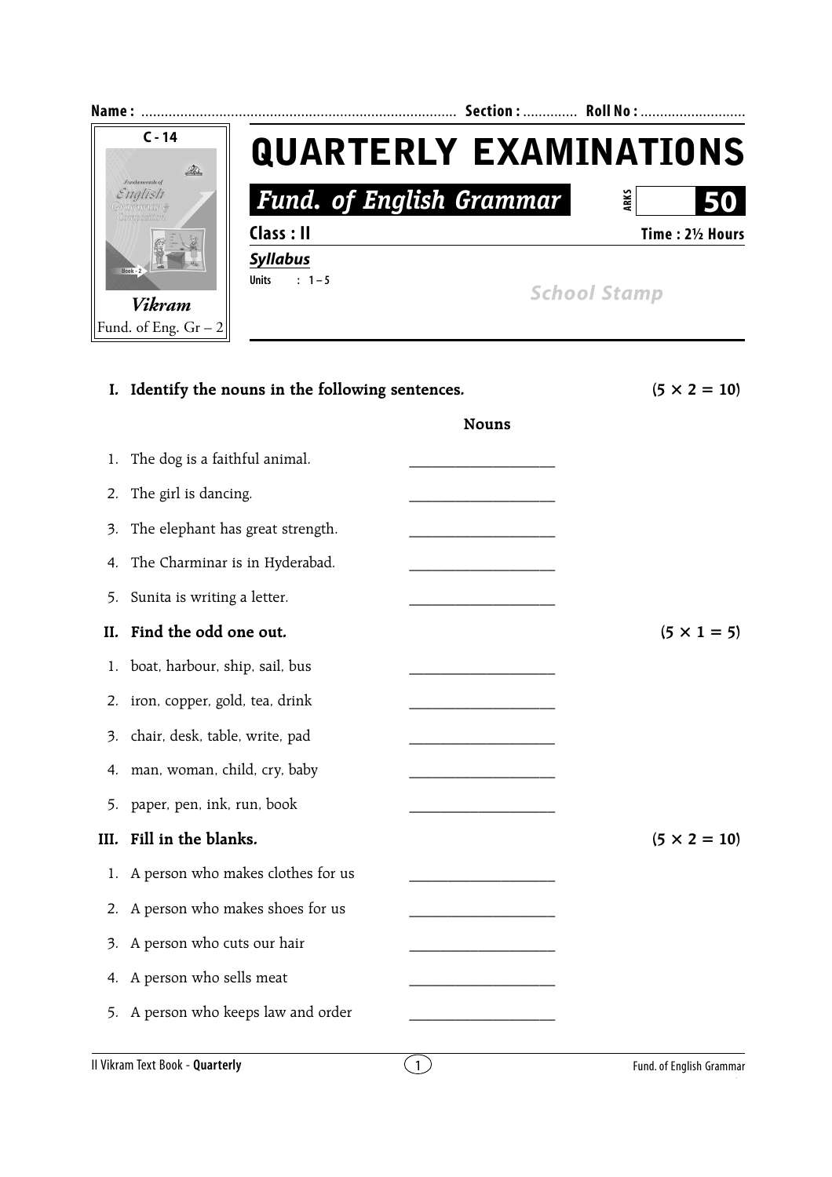**Name :** ................................................................................ **Section :** ............. **Roll No :** ..........................

C - 14

*Vikram*

Fund. of Eng. Gr – 2

# QUARTERLY EXAMINATIONS

## *Fund. of English Grammar*

**MARKS 50**

**Class : II** **Time : 2½ Hours**

***Syllabus***

**Units** : 1 – 5

*School Stamp*

---

**I. Identify the nouns in the following sentences.** **(5 × 2 = 10)**

**Nouns**

1. The dog is a faithful animal. ____________________
2. The girl is dancing. ____________________
3. The elephant has great strength. ____________________
4. The Charminar is in Hyderabad. ____________________
5. Sunita is writing a letter. ____________________

**II. Find the odd one out.** **(5 × 1 = 5)**

1. boat, harbour, ship, sail, bus ____________________
2. iron, copper, gold, tea, drink ____________________
3. chair, desk, table, write, pad ____________________
4. man, woman, child, cry, baby ____________________
5. paper, pen, ink, run, book ____________________

**III. Fill in the blanks.** **(5 × 2 = 10)**

1. A person who makes clothes for us ____________________
2. A person who makes shoes for us ____________________
3. A person who cuts our hair ____________________
4. A person who sells meat ____________________
5. A person who keeps law and order ____________________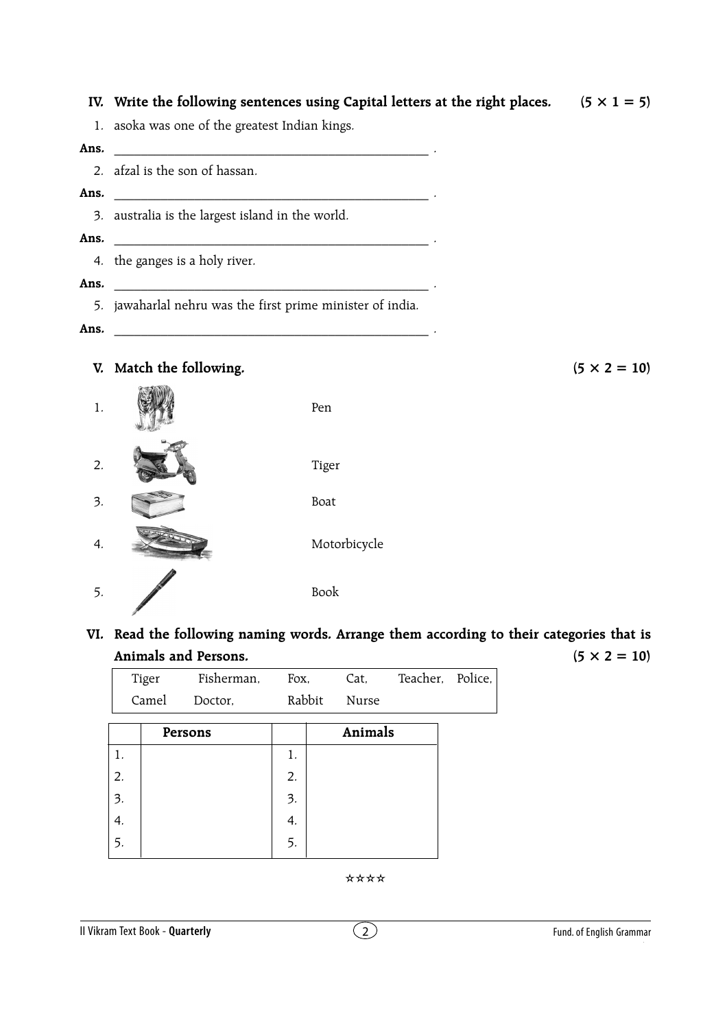## IV. Write the following sentences using Capital letters at the right places. (5 × 1 = 5)

1. asoka was one of the greatest Indian kings.

**Ans.** ______________________________________________ .

2. afzal is the son of hassan.

**Ans.** ______________________________________________ .

3. australia is the largest island in the world.

**Ans.** ______________________________________________ .

4. the ganges is a holy river.

**Ans.** ______________________________________________ .

5. jawaharlal nehru was the first prime minister of india.

**Ans.** ______________________________________________ .

## V. Match the following. (5 × 2 = 10)

1. Pen
2. Tiger
3. Boat
4. Motorbicycle
5. Book

## VI. Read the following naming words. Arrange them according to their categories that is Animals and Persons. (5 × 2 = 10)

| | | | | | |
|---|---|---|---|---|---|
| Tiger | Fisherman, | Fox, | Cat, | Teacher, | Police, |
| Camel | Doctor, | Rabbit | Nurse | | |

| | Persons | | Animals |
|---|---|---|---|
| 1. | | 1. | |
| 2. | | 2. | |
| 3. | | 3. | |
| 4. | | 4. | |
| 5. | | 5. | |

☆☆☆☆